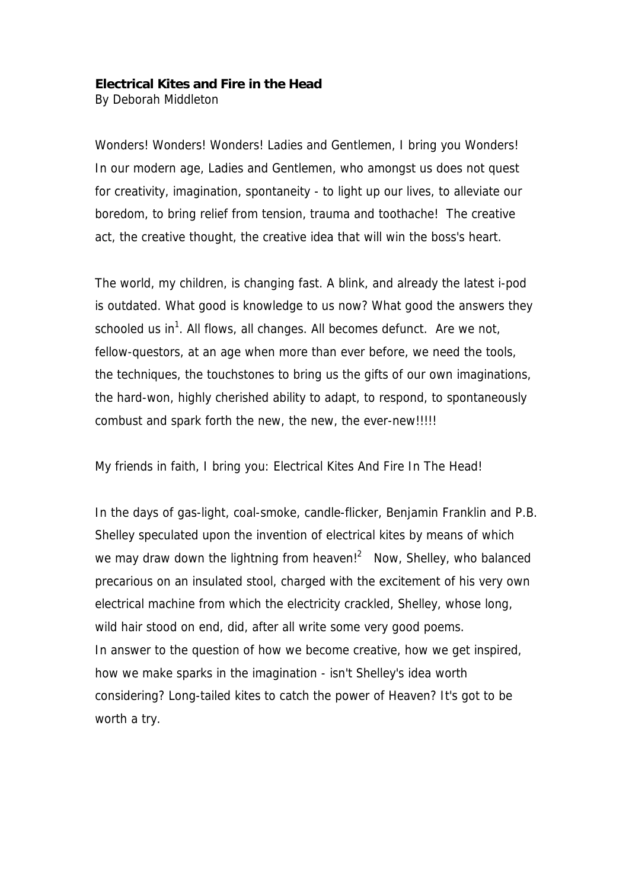**Electrical Kites and Fire in the Head**
By Deborah Middleton

Wonders! Wonders! Wonders! Ladies and Gentlemen, I bring you Wonders! In our modern age, Ladies and Gentlemen, who amongst us does not quest for creativity, imagination, spontaneity - to light up our lives, to alleviate our boredom, to bring relief from tension, trauma and toothache! The creative act, the creative thought, the creative idea that will win the boss's heart.

The world, my children, is changing fast. A blink, and already the latest i-pod is outdated. What good is knowledge to us now? What good the answers they schooled us in[1]. All flows, all changes. All becomes defunct. Are we not, fellow-questors, at an age when more than ever before, we need the tools, the techniques, the touchstones to bring us the gifts of our own imaginations, the hard-won, highly cherished ability to adapt, to respond, to spontaneously combust and spark forth the new, the new, the ever-new!!!!!

My friends in faith, I bring you: Electrical Kites And Fire In The Head!

In the days of gas-light, coal-smoke, candle-flicker, Benjamin Franklin and P.B. Shelley speculated upon the invention of electrical kites by means of which we may draw down the lightning from heaven![2] Now, Shelley, who balanced precarious on an insulated stool, charged with the excitement of his very own electrical machine from which the electricity crackled, Shelley, whose long, wild hair stood on end, did, after all write some very good poems.
In answer to the question of how we become creative, how we get inspired, how we make sparks in the imagination - isn't Shelley's idea worth considering? Long-tailed kites to catch the power of Heaven? It's got to be worth a try.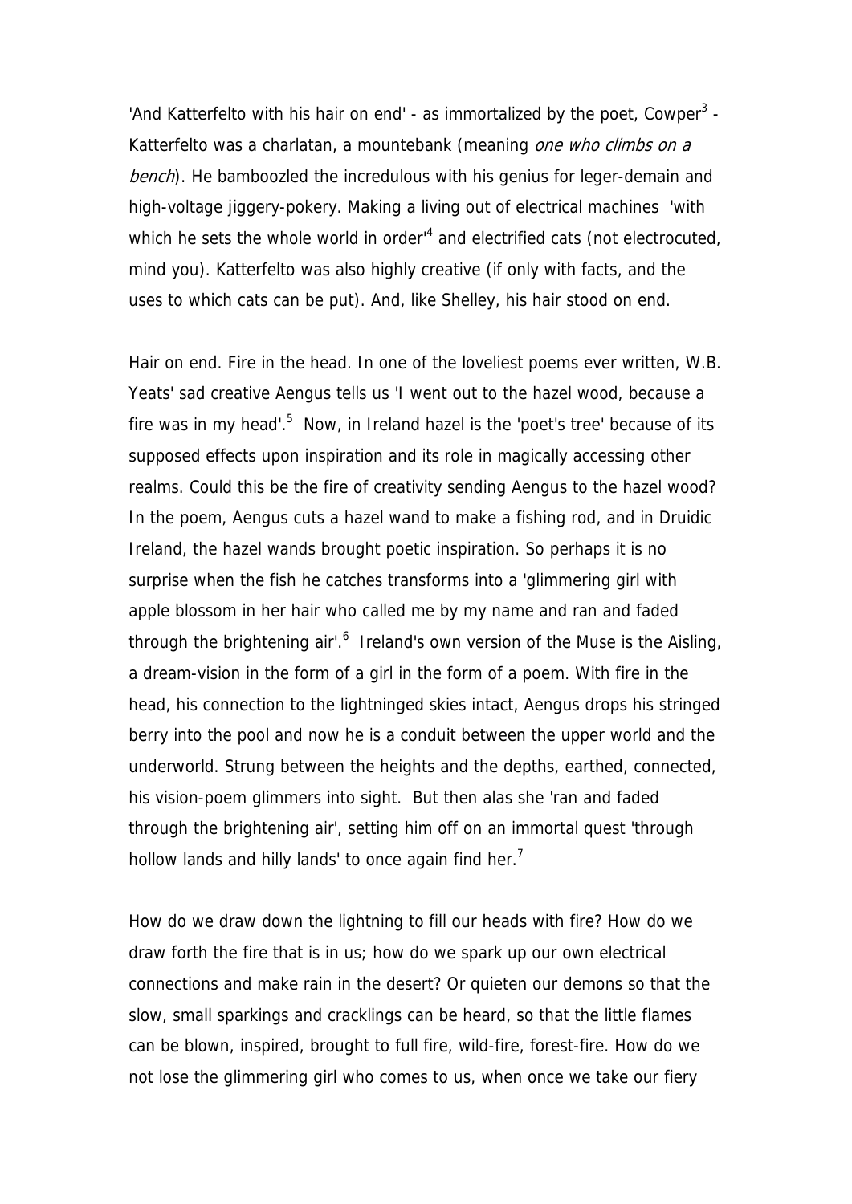'And Katterfelto with his hair on end' - as immortalized by the poet, Cowper[3] - Katterfelto was a charlatan, a mountebank (meaning *one who climbs on a bench*). He bamboozled the incredulous with his genius for leger-demain and high-voltage jiggery-pokery. Making a living out of electrical machines 'with which he sets the whole world in order'[4] and electrified cats (not electrocuted, mind you). Katterfelto was also highly creative (if only with facts, and the uses to which cats can be put). And, like Shelley, his hair stood on end.

Hair on end. Fire in the head. In one of the loveliest poems ever written, W.B. Yeats' sad creative Aengus tells us 'I went out to the hazel wood, because a fire was in my head'.[5] Now, in Ireland hazel is the 'poet's tree' because of its supposed effects upon inspiration and its role in magically accessing other realms. Could this be the fire of creativity sending Aengus to the hazel wood? In the poem, Aengus cuts a hazel wand to make a fishing rod, and in Druidic Ireland, the hazel wands brought poetic inspiration. So perhaps it is no surprise when the fish he catches transforms into a 'glimmering girl with apple blossom in her hair who called me by my name and ran and faded through the brightening air'.[6] Ireland's own version of the Muse is the Aisling, a dream-vision in the form of a girl in the form of a poem. With fire in the head, his connection to the lightninged skies intact, Aengus drops his stringed berry into the pool and now he is a conduit between the upper world and the underworld. Strung between the heights and the depths, earthed, connected, his vision-poem glimmers into sight. But then alas she 'ran and faded through the brightening air', setting him off on an immortal quest 'through hollow lands and hilly lands' to once again find her.[7]

How do we draw down the lightning to fill our heads with fire? How do we draw forth the fire that is in us; how do we spark up our own electrical connections and make rain in the desert? Or quieten our demons so that the slow, small sparkings and cracklings can be heard, so that the little flames can be blown, inspired, brought to full fire, wild-fire, forest-fire. How do we not lose the glimmering girl who comes to us, when once we take our fiery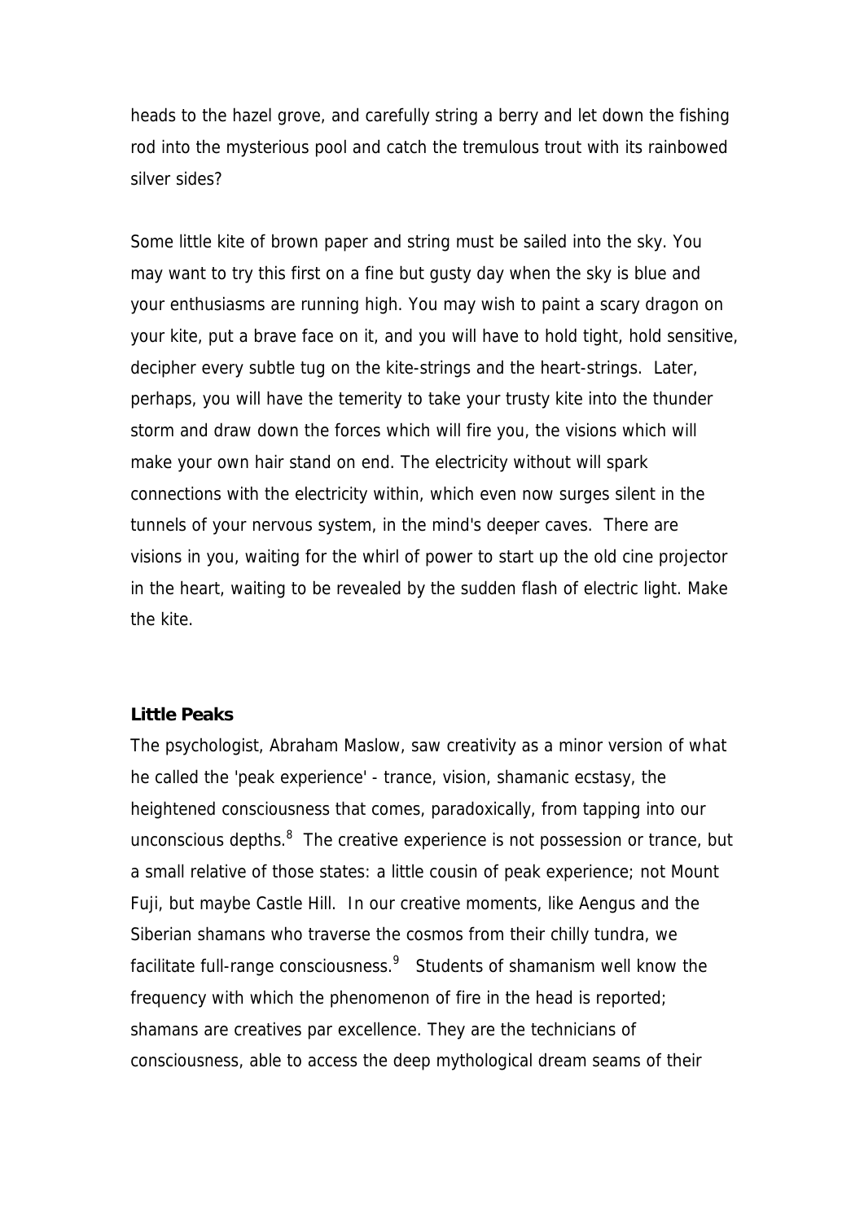heads to the hazel grove, and carefully string a berry and let down the fishing rod into the mysterious pool and catch the tremulous trout with its rainbowed silver sides?

Some little kite of brown paper and string must be sailed into the sky. You may want to try this first on a fine but gusty day when the sky is blue and your enthusiasms are running high. You may wish to paint a scary dragon on your kite, put a brave face on it, and you will have to hold tight, hold sensitive, decipher every subtle tug on the kite-strings and the heart-strings. Later, perhaps, you will have the temerity to take your trusty kite into the thunder storm and draw down the forces which will fire you, the visions which will make your own hair stand on end. The electricity without will spark connections with the electricity within, which even now surges silent in the tunnels of your nervous system, in the mind's deeper caves. There are visions in you, waiting for the whirl of power to start up the old cine projector in the heart, waiting to be revealed by the sudden flash of electric light. Make the kite.

**Little Peaks**

The psychologist, Abraham Maslow, saw creativity as a minor version of what he called the 'peak experience' - trance, vision, shamanic ecstasy, the heightened consciousness that comes, paradoxically, from tapping into our unconscious depths.[8] The creative experience is not possession or trance, but a small relative of those states: a little cousin of peak experience; not Mount Fuji, but maybe Castle Hill. In our creative moments, like Aengus and the Siberian shamans who traverse the cosmos from their chilly tundra, we facilitate full-range consciousness.[9] Students of shamanism well know the frequency with which the phenomenon of fire in the head is reported; shamans are creatives par excellence. They are the technicians of consciousness, able to access the deep mythological dream seams of their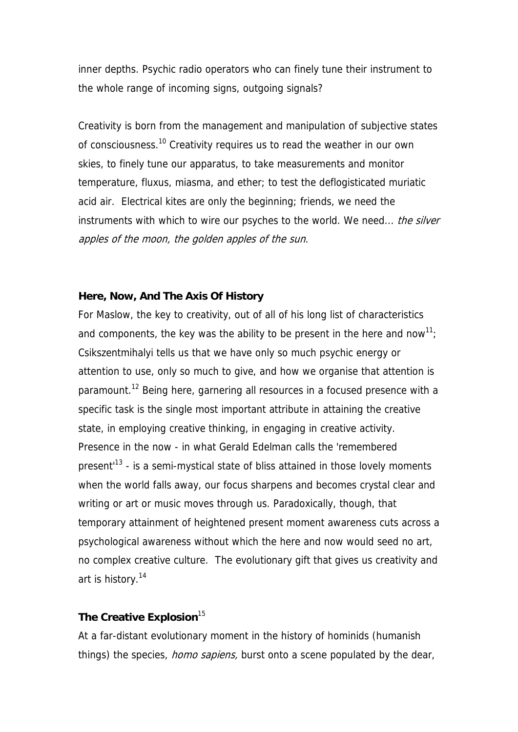inner depths. Psychic radio operators who can finely tune their instrument to the whole range of incoming signs, outgoing signals?

Creativity is born from the management and manipulation of subjective states of consciousness.[10] Creativity requires us to read the weather in our own skies, to finely tune our apparatus, to take measurements and monitor temperature, fluxus, miasma, and ether; to test the deflogisticated muriatic acid air. Electrical kites are only the beginning; friends, we need the instruments with which to wire our psyches to the world. We need... *the silver apples of the moon, the golden apples of the sun*.

**Here, Now, And The Axis Of History**

For Maslow, the key to creativity, out of all of his long list of characteristics and components, the key was the ability to be present in the here and now[11]; Csikszentmihalyi tells us that we have only so much psychic energy or attention to use, only so much to give, and how we organise that attention is paramount.[12] Being here, garnering all resources in a focused presence with a specific task is the single most important attribute in attaining the creative state, in employing creative thinking, in engaging in creative activity. Presence in the now - in what Gerald Edelman calls the 'remembered present'[13] - is a semi-mystical state of bliss attained in those lovely moments when the world falls away, our focus sharpens and becomes crystal clear and writing or art or music moves through us. Paradoxically, though, that temporary attainment of heightened present moment awareness cuts across a psychological awareness without which the here and now would seed no art, no complex creative culture. The evolutionary gift that gives us creativity and art is history.[14]

**The Creative Explosion**[15]

At a far-distant evolutionary moment in the history of hominids (humanish things) the species, *homo sapiens,* burst onto a scene populated by the dear,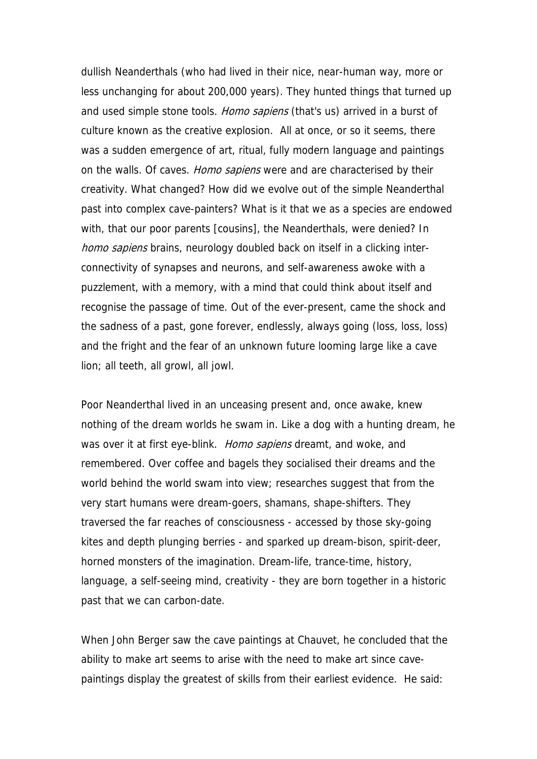dullish Neanderthals (who had lived in their nice, near-human way, more or less unchanging for about 200,000 years). They hunted things that turned up and used simple stone tools. *Homo sapiens* (that's us) arrived in a burst of culture known as the creative explosion. All at once, or so it seems, there was a sudden emergence of art, ritual, fully modern language and paintings on the walls. Of caves. *Homo sapiens* were and are characterised by their creativity. What changed? How did we evolve out of the simple Neanderthal past into complex cave-painters? What is it that we as a species are endowed with, that our poor parents [cousins], the Neanderthals, were denied? In *homo sapiens* brains, neurology doubled back on itself in a clicking inter-connectivity of synapses and neurons, and self-awareness awoke with a puzzlement, with a memory, with a mind that could think about itself and recognise the passage of time. Out of the ever-present, came the shock and the sadness of a past, gone forever, endlessly, always going (loss, loss, loss) and the fright and the fear of an unknown future looming large like a cave lion; all teeth, all growl, all jowl.

Poor Neanderthal lived in an unceasing present and, once awake, knew nothing of the dream worlds he swam in. Like a dog with a hunting dream, he was over it at first eye-blink. *Homo sapiens* dreamt, and woke, and remembered. Over coffee and bagels they socialised their dreams and the world behind the world swam into view; researches suggest that from the very start humans were dream-goers, shamans, shape-shifters. They traversed the far reaches of consciousness - accessed by those sky-going kites and depth plunging berries - and sparked up dream-bison, spirit-deer, horned monsters of the imagination. Dream-life, trance-time, history, language, a self-seeing mind, creativity - they are born together in a historic past that we can carbon-date.

When John Berger saw the cave paintings at Chauvet, he concluded that the ability to make art seems to arise with the need to make art since cave-paintings display the greatest of skills from their earliest evidence. He said: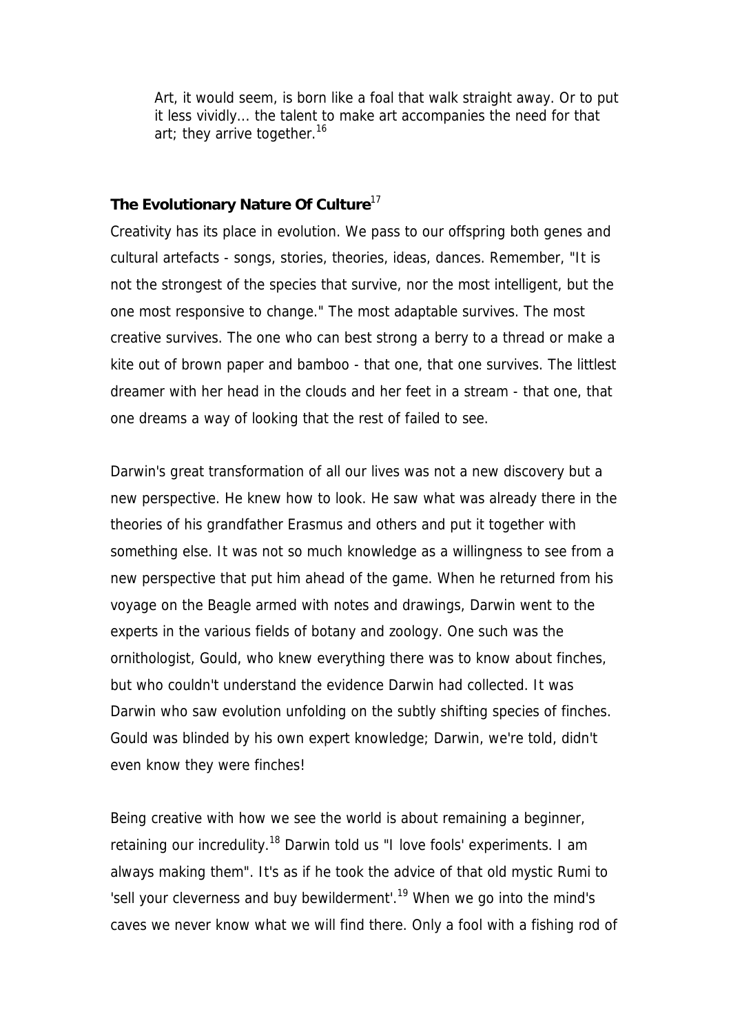> Art, it would seem, is born like a foal that walk straight away. Or to put it less vividly... the talent to make art accompanies the need for that art; they arrive together.[16]

**The Evolutionary Nature Of Culture**[17]

Creativity has its place in evolution. We pass to our offspring both genes and cultural artefacts - songs, stories, theories, ideas, dances. Remember, "It is not the strongest of the species that survive, nor the most intelligent, but the one most responsive to change." The most adaptable survives. The most creative survives. The one who can best strong a berry to a thread or make a kite out of brown paper and bamboo - that one, that one survives. The littlest dreamer with her head in the clouds and her feet in a stream - that one, that one dreams a way of looking that the rest of failed to see.

Darwin's great transformation of all our lives was not a new discovery but a new perspective. He knew how to look. He saw what was already there in the theories of his grandfather Erasmus and others and put it together with something else. It was not so much knowledge as a willingness to see from a new perspective that put him ahead of the game. When he returned from his voyage on the Beagle armed with notes and drawings, Darwin went to the experts in the various fields of botany and zoology. One such was the ornithologist, Gould, who knew everything there was to know about finches, but who couldn't understand the evidence Darwin had collected. It was Darwin who saw evolution unfolding on the subtly shifting species of finches. Gould was blinded by his own expert knowledge; Darwin, we're told, didn't even know they were finches!

Being creative with how we see the world is about remaining a beginner, retaining our incredulity.[18] Darwin told us "I love fools' experiments. I am always making them". It's as if he took the advice of that old mystic Rumi to 'sell your cleverness and buy bewilderment'.[19] When we go into the mind's caves we never know what we will find there. Only a fool with a fishing rod of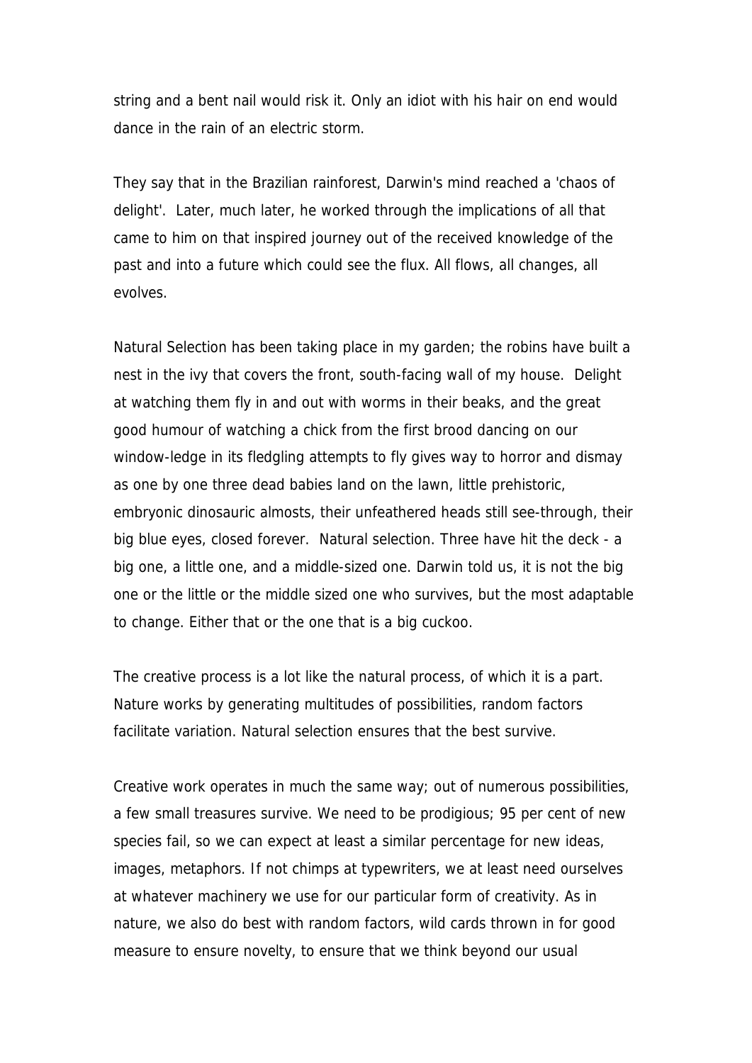string and a bent nail would risk it. Only an idiot with his hair on end would dance in the rain of an electric storm.

They say that in the Brazilian rainforest, Darwin's mind reached a 'chaos of delight'. Later, much later, he worked through the implications of all that came to him on that inspired journey out of the received knowledge of the past and into a future which could see the flux. All flows, all changes, all evolves.

Natural Selection has been taking place in my garden; the robins have built a nest in the ivy that covers the front, south-facing wall of my house. Delight at watching them fly in and out with worms in their beaks, and the great good humour of watching a chick from the first brood dancing on our window-ledge in its fledgling attempts to fly gives way to horror and dismay as one by one three dead babies land on the lawn, little prehistoric, embryonic dinosauric almosts, their unfeathered heads still see-through, their big blue eyes, closed forever. Natural selection. Three have hit the deck - a big one, a little one, and a middle-sized one. Darwin told us, it is not the big one or the little or the middle sized one who survives, but the most adaptable to change. Either that or the one that is a big cuckoo.

The creative process is a lot like the natural process, of which it is a part. Nature works by generating multitudes of possibilities, random factors facilitate variation. Natural selection ensures that the best survive.

Creative work operates in much the same way; out of numerous possibilities, a few small treasures survive. We need to be prodigious; 95 per cent of new species fail, so we can expect at least a similar percentage for new ideas, images, metaphors. If not chimps at typewriters, we at least need ourselves at whatever machinery we use for our particular form of creativity. As in nature, we also do best with random factors, wild cards thrown in for good measure to ensure novelty, to ensure that we think beyond our usual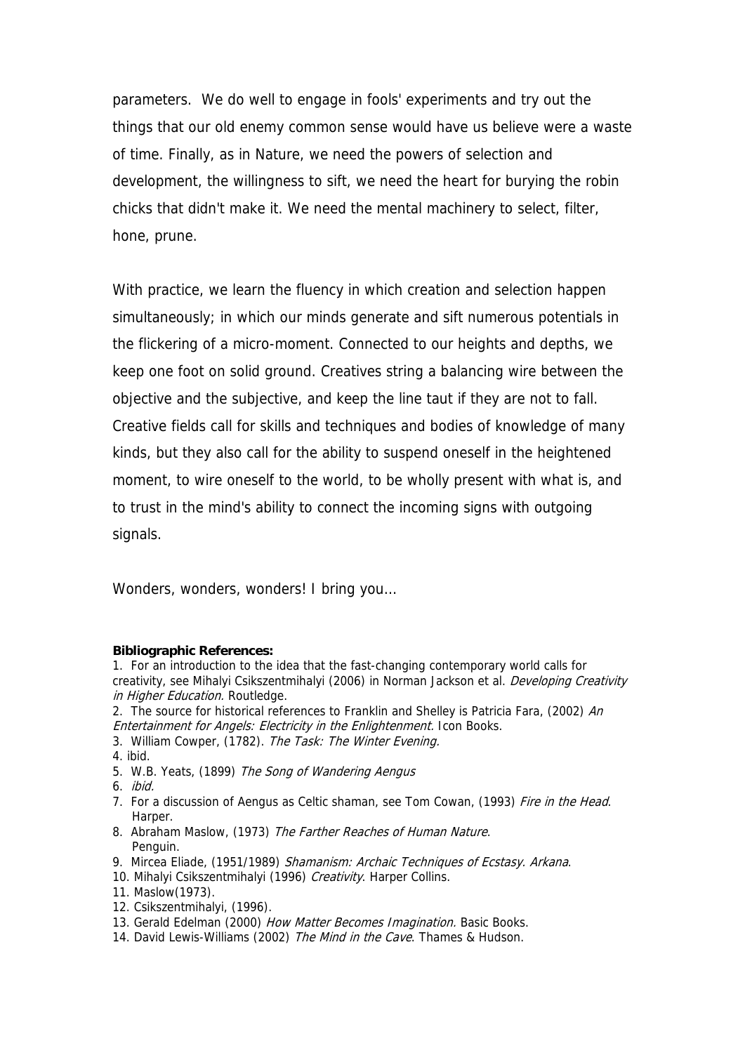parameters. We do well to engage in fools' experiments and try out the things that our old enemy common sense would have us believe were a waste of time. Finally, as in Nature, we need the powers of selection and development, the willingness to sift, we need the heart for burying the robin chicks that didn't make it. We need the mental machinery to select, filter, hone, prune.

With practice, we learn the fluency in which creation and selection happen simultaneously; in which our minds generate and sift numerous potentials in the flickering of a micro-moment. Connected to our heights and depths, we keep one foot on solid ground. Creatives string a balancing wire between the objective and the subjective, and keep the line taut if they are not to fall. Creative fields call for skills and techniques and bodies of knowledge of many kinds, but they also call for the ability to suspend oneself in the heightened moment, to wire oneself to the world, to be wholly present with what is, and to trust in the mind's ability to connect the incoming signs with outgoing signals.

Wonders, wonders, wonders! I bring you…

**Bibliographic References:**

1. For an introduction to the idea that the fast-changing contemporary world calls for creativity, see Mihalyi Csikszentmihalyi (2006) in Norman Jackson et al. *Developing Creativity in Higher Education.* Routledge.
2. The source for historical references to Franklin and Shelley is Patricia Fara, (2002) *An Entertainment for Angels: Electricity in the Enlightenment.* Icon Books.
3. William Cowper, (1782). *The Task: The Winter Evening.*
4. ibid.
5. W.B. Yeats, (1899) *The Song of Wandering Aengus*
6. *ibid.*
7. For a discussion of Aengus as Celtic shaman, see Tom Cowan, (1993) *Fire in the Head*. Harper.
8. Abraham Maslow, (1973) *The Farther Reaches of Human Nature*. Penguin.
9. Mircea Eliade, (1951/1989) *Shamanism: Archaic Techniques of Ecstasy. Arkana*.
10. Mihalyi Csikszentmihalyi (1996) *Creativity*. Harper Collins.
11. Maslow(1973).
12. Csikszentmihalyi, (1996).
13. Gerald Edelman (2000) *How Matter Becomes Imagination.* Basic Books.
14. David Lewis-Williams (2002) *The Mind in the Cave*. Thames & Hudson.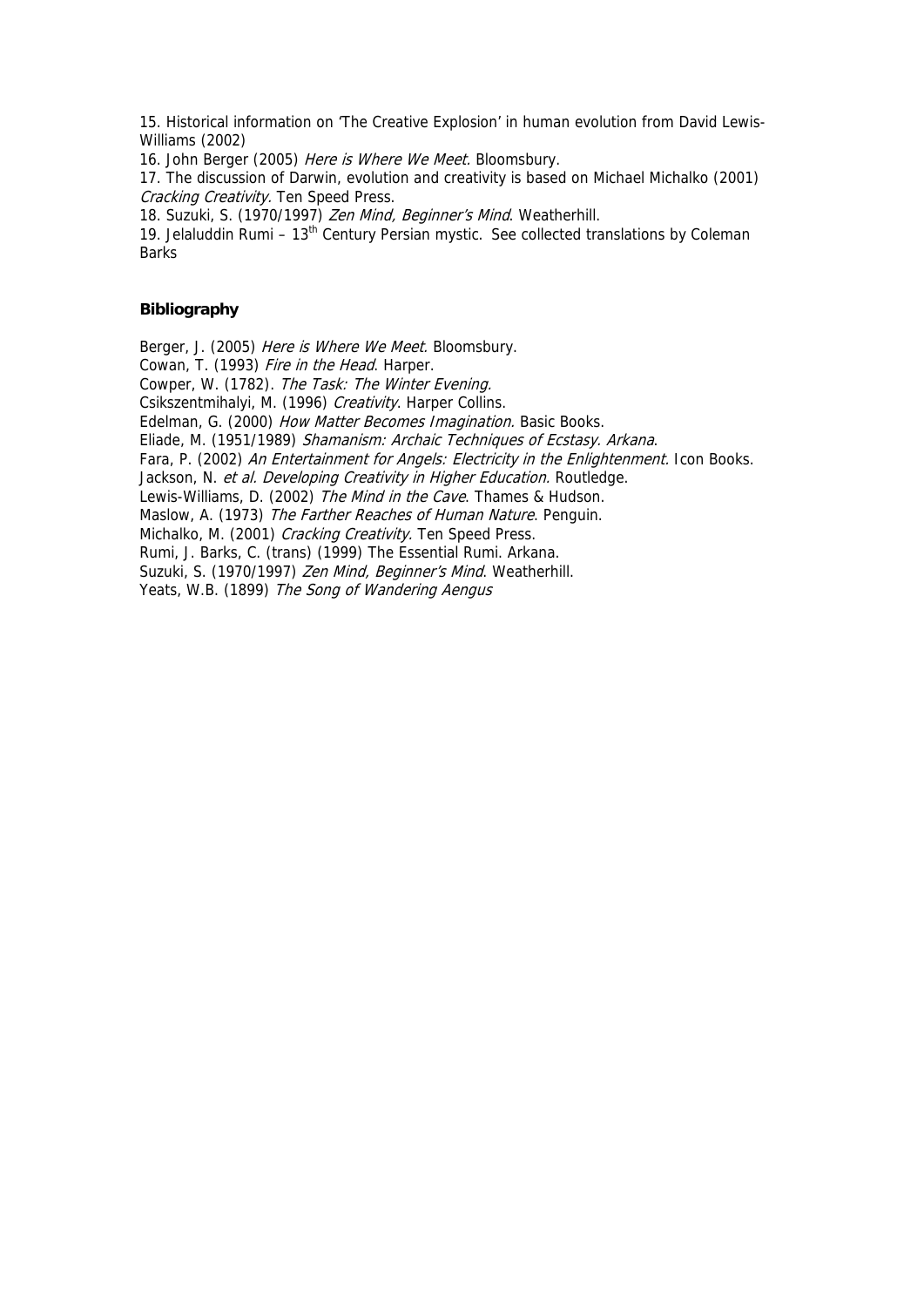15. Historical information on 'The Creative Explosion' in human evolution from David Lewis-Williams (2002)

16. John Berger (2005) *Here is Where We Meet.* Bloomsbury.

17. The discussion of Darwin, evolution and creativity is based on Michael Michalko (2001) *Cracking Creativity.* Ten Speed Press.

18. Suzuki, S. (1970/1997) *Zen Mind, Beginner's Mind*. Weatherhill.

19. Jelaluddin Rumi – 13th Century Persian mystic. See collected translations by Coleman Barks

**Bibliography**

Berger, J. (2005) *Here is Where We Meet*. Bloomsbury.
Cowan, T. (1993) *Fire in the Head*. Harper.
Cowper, W. (1782). *The Task: The Winter Evening.*
Csikszentmihalyi, M. (1996) *Creativity*. Harper Collins.
Edelman, G. (2000) *How Matter Becomes Imagination.* Basic Books.
Eliade, M. (1951/1989) *Shamanism: Archaic Techniques of Ecstasy. Arkana*.
Fara, P. (2002) *An Entertainment for Angels: Electricity in the Enlightenment.* Icon Books.
Jackson, N. *et al. Developing Creativity in Higher Education.* Routledge.
Lewis-Williams, D. (2002) *The Mind in the Cave*. Thames & Hudson.
Maslow, A. (1973) *The Farther Reaches of Human Nature*. Penguin.
Michalko, M. (2001) *Cracking Creativity.* Ten Speed Press.
Rumi, J. Barks, C. (trans) (1999) The Essential Rumi. Arkana.
Suzuki, S. (1970/1997) *Zen Mind, Beginner's Mind*. Weatherhill.
Yeats, W.B. (1899) *The Song of Wandering Aengus*